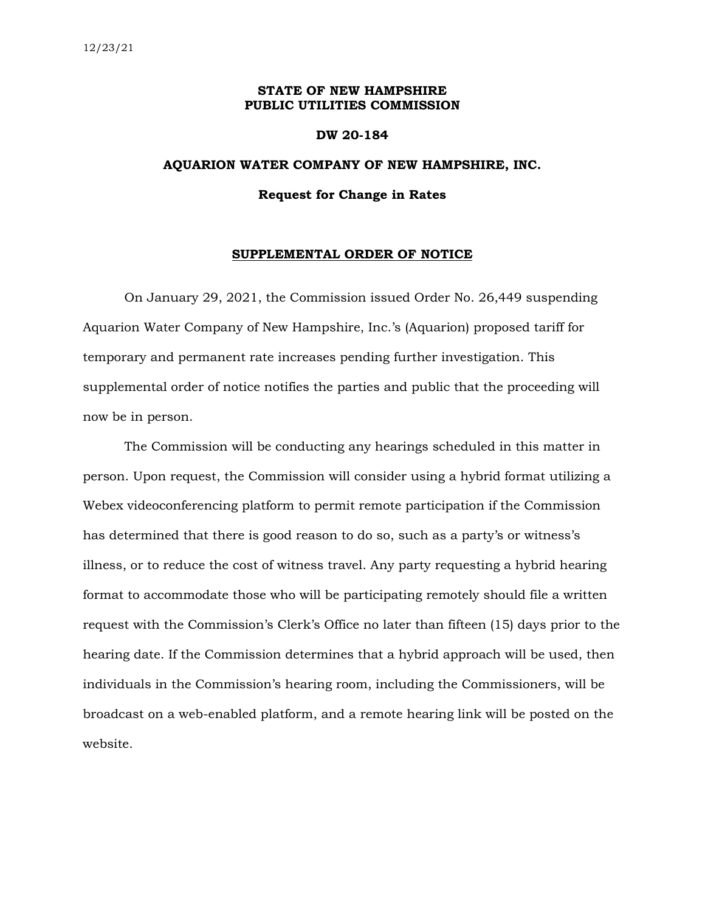12/23/21

**STATE OF NEW HAMPSHIRE**
**PUBLIC UTILITIES COMMISSION**

**DW 20-184**

**AQUARION WATER COMPANY OF NEW HAMPSHIRE, INC.**

**Request for Change in Rates**

## SUPPLEMENTAL ORDER OF NOTICE

On January 29, 2021, the Commission issued Order No. 26,449 suspending Aquarion Water Company of New Hampshire, Inc.'s (Aquarion) proposed tariff for temporary and permanent rate increases pending further investigation. This supplemental order of notice notifies the parties and public that the proceeding will now be in person.

The Commission will be conducting any hearings scheduled in this matter in person. Upon request, the Commission will consider using a hybrid format utilizing a Webex videoconferencing platform to permit remote participation if the Commission has determined that there is good reason to do so, such as a party's or witness's illness, or to reduce the cost of witness travel. Any party requesting a hybrid hearing format to accommodate those who will be participating remotely should file a written request with the Commission's Clerk's Office no later than fifteen (15) days prior to the hearing date. If the Commission determines that a hybrid approach will be used, then individuals in the Commission's hearing room, including the Commissioners, will be broadcast on a web-enabled platform, and a remote hearing link will be posted on the website.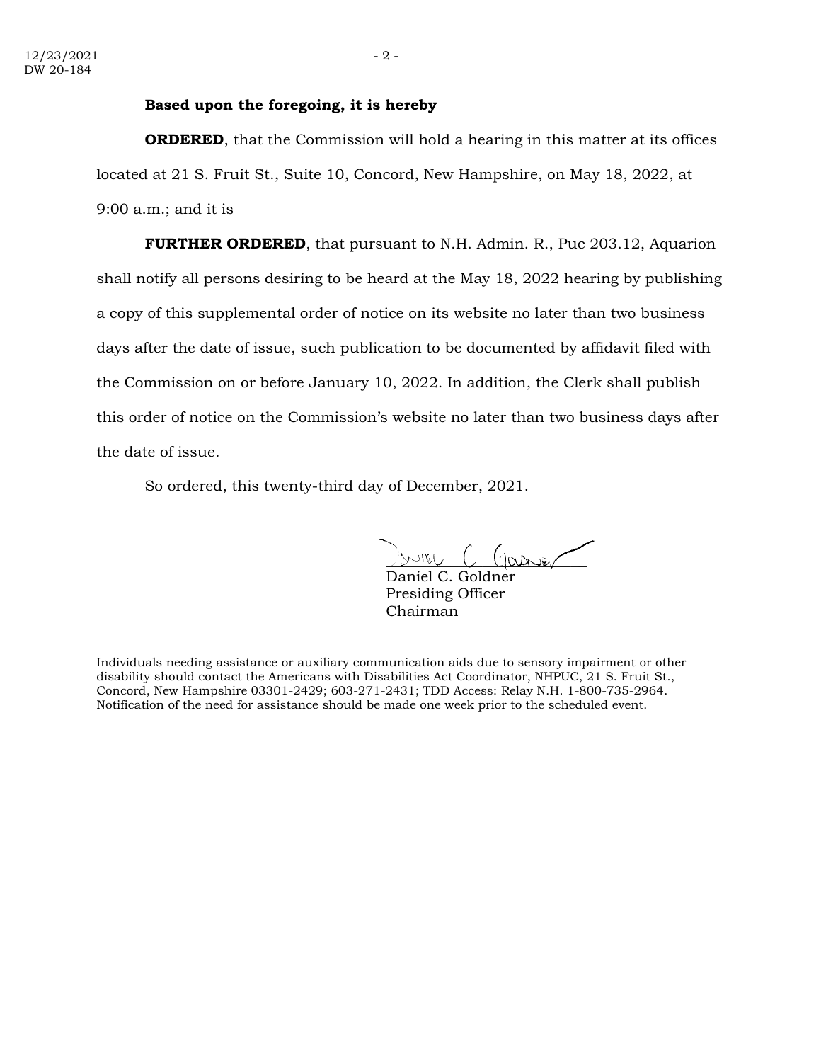**Based upon the foregoing, it is hereby**

**ORDERED**, that the Commission will hold a hearing in this matter at its offices located at 21 S. Fruit St., Suite 10, Concord, New Hampshire, on May 18, 2022, at 9:00 a.m.; and it is

**FURTHER ORDERED**, that pursuant to N.H. Admin. R., Puc 203.12, Aquarion shall notify all persons desiring to be heard at the May 18, 2022 hearing by publishing a copy of this supplemental order of notice on its website no later than two business days after the date of issue, such publication to be documented by affidavit filed with the Commission on or before January 10, 2022. In addition, the Clerk shall publish this order of notice on the Commission's website no later than two business days after the date of issue.

So ordered, this twenty-third day of December, 2021.

Daniel C. Goldner
Presiding Officer
Chairman

Individuals needing assistance or auxiliary communication aids due to sensory impairment or other disability should contact the Americans with Disabilities Act Coordinator, NHPUC, 21 S. Fruit St., Concord, New Hampshire 03301-2429; 603-271-2431; TDD Access: Relay N.H. 1-800-735-2964. Notification of the need for assistance should be made one week prior to the scheduled event.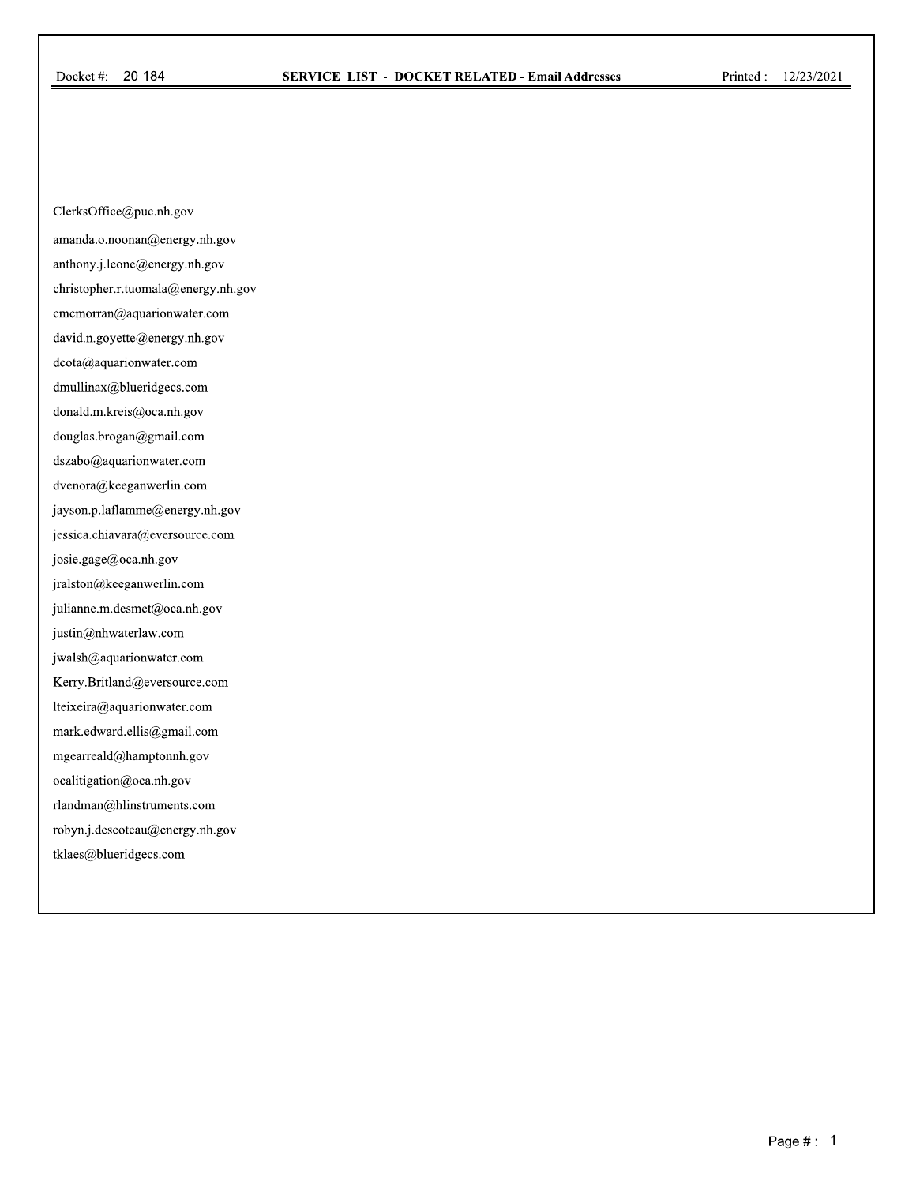Docket #: 20-184 **SERVICE LIST - DOCKET RELATED - Email Addresses** Printed : 12/23/2021

ClerksOffice@puc.nh.gov

amanda.o.noonan@energy.nh.gov

anthony.j.leone@energy.nh.gov

christopher.r.tuomala@energy.nh.gov

cmcmorran@aquarionwater.com

david.n.goyette@energy.nh.gov

dcota@aquarionwater.com

dmullinax@blueridgecs.com

donald.m.kreis@oca.nh.gov

douglas.brogan@gmail.com

dszabo@aquarionwater.com

dvenora@keeganwerlin.com

jayson.p.laflamme@energy.nh.gov

jessica.chiavara@eversource.com

josie.gage@oca.nh.gov

jralston@keeganwerlin.com

julianne.m.desmet@oca.nh.gov

justin@nhwaterlaw.com

jwalsh@aquarionwater.com

Kerry.Britland@eversource.com

lteixeira@aquarionwater.com

mark.edward.ellis@gmail.com

mgearreald@hamptonnh.gov

ocalitigation@oca.nh.gov

rlandman@hlinstruments.com

robyn.j.descoteau@energy.nh.gov

tklaes@blueridgecs.com